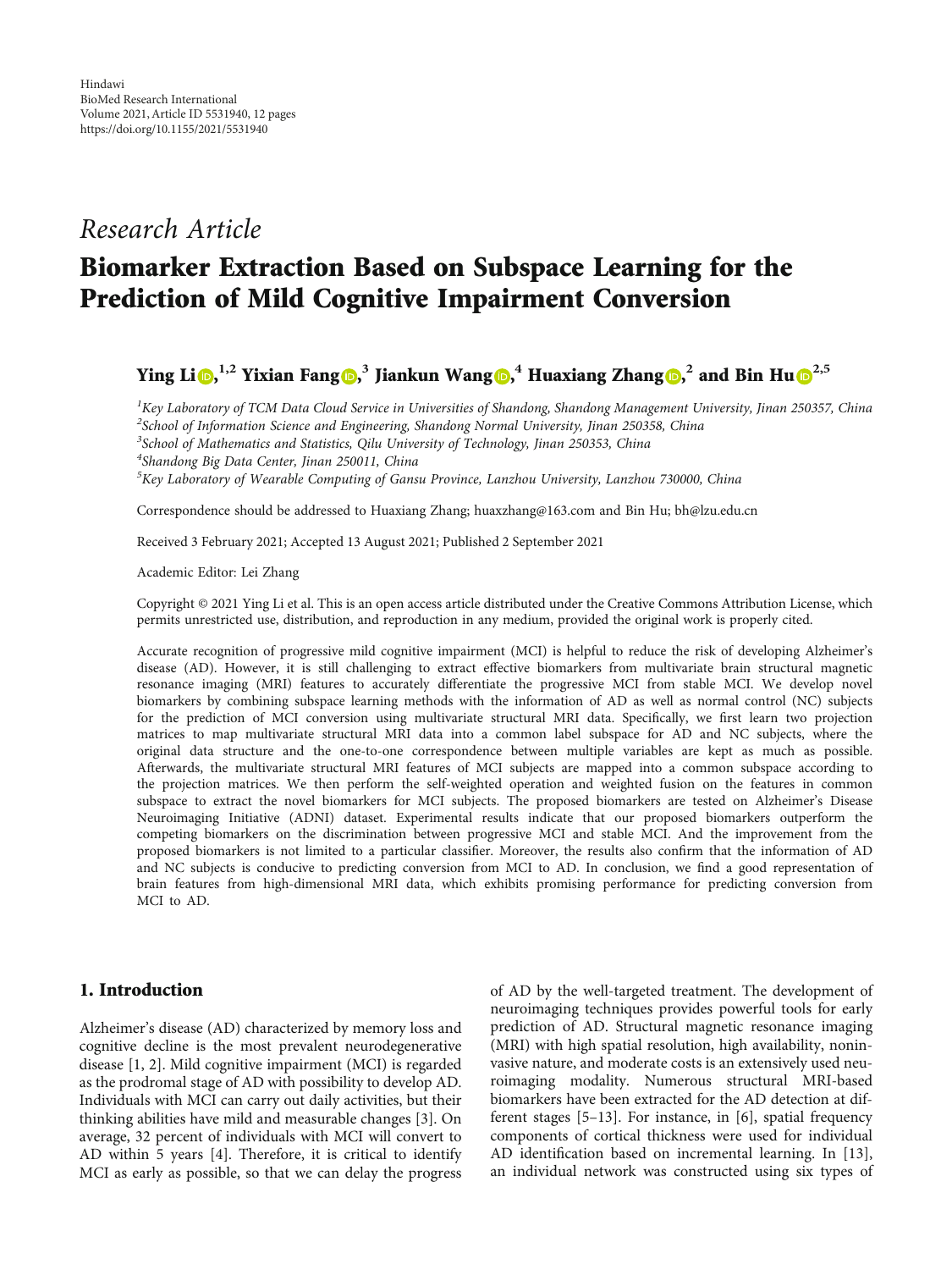Hindawi
BioMed Research International
Volume 2021, Article ID 5531940, 12 pages
https://doi.org/10.1155/2021/5531940

*Research Article*

# Biomarker Extraction Based on Subspace Learning for the Prediction of Mild Cognitive Impairment Conversion

**Ying Li,[1,2] Yixian Fang,[3] Jiankun Wang,[4] Huaxiang Zhang,[2] and Bin Hu[2,5]**

[1] Key Laboratory of TCM Data Cloud Service in Universities of Shandong, Shandong Management University, Jinan 250357, China
[2] School of Information Science and Engineering, Shandong Normal University, Jinan 250358, China
[3] School of Mathematics and Statistics, Qilu University of Technology, Jinan 250353, China
[4] Shandong Big Data Center, Jinan 250011, China
[5] Key Laboratory of Wearable Computing of Gansu Province, Lanzhou University, Lanzhou 730000, China

Correspondence should be addressed to Huaxiang Zhang; huaxzhang@163.com and Bin Hu; bh@lzu.edu.cn

Received 3 February 2021; Accepted 13 August 2021; Published 2 September 2021

Academic Editor: Lei Zhang

Copyright © 2021 Ying Li et al. This is an open access article distributed under the Creative Commons Attribution License, which permits unrestricted use, distribution, and reproduction in any medium, provided the original work is properly cited.

Accurate recognition of progressive mild cognitive impairment (MCI) is helpful to reduce the risk of developing Alzheimer's disease (AD). However, it is still challenging to extract effective biomarkers from multivariate brain structural magnetic resonance imaging (MRI) features to accurately differentiate the progressive MCI from stable MCI. We develop novel biomarkers by combining subspace learning methods with the information of AD as well as normal control (NC) subjects for the prediction of MCI conversion using multivariate structural MRI data. Specifically, we first learn two projection matrices to map multivariate structural MRI data into a common label subspace for AD and NC subjects, where the original data structure and the one-to-one correspondence between multiple variables are kept as much as possible. Afterwards, the multivariate structural MRI features of MCI subjects are mapped into a common subspace according to the projection matrices. We then perform the self-weighted operation and weighted fusion on the features in common subspace to extract the novel biomarkers for MCI subjects. The proposed biomarkers are tested on Alzheimer's Disease Neuroimaging Initiative (ADNI) dataset. Experimental results indicate that our proposed biomarkers outperform the competing biomarkers on the discrimination between progressive MCI and stable MCI. And the improvement from the proposed biomarkers is not limited to a particular classifier. Moreover, the results also confirm that the information of AD and NC subjects is conducive to predicting conversion from MCI to AD. In conclusion, we find a good representation of brain features from high-dimensional MRI data, which exhibits promising performance for predicting conversion from MCI to AD.

## 1. Introduction

Alzheimer's disease (AD) characterized by memory loss and cognitive decline is the most prevalent neurodegenerative disease [1, 2]. Mild cognitive impairment (MCI) is regarded as the prodromal stage of AD with possibility to develop AD. Individuals with MCI can carry out daily activities, but their thinking abilities have mild and measurable changes [3]. On average, 32 percent of individuals with MCI will convert to AD within 5 years [4]. Therefore, it is critical to identify MCI as early as possible, so that we can delay the progress of AD by the well-targeted treatment. The development of neuroimaging techniques provides powerful tools for early prediction of AD. Structural magnetic resonance imaging (MRI) with high spatial resolution, high availability, noninvasive nature, and moderate costs is an extensively used neuroimaging modality. Numerous structural MRI-based biomarkers have been extracted for the AD detection at different stages [5–13]. For instance, in [6], spatial frequency components of cortical thickness were used for individual AD identification based on incremental learning. In [13], an individual network was constructed using six types of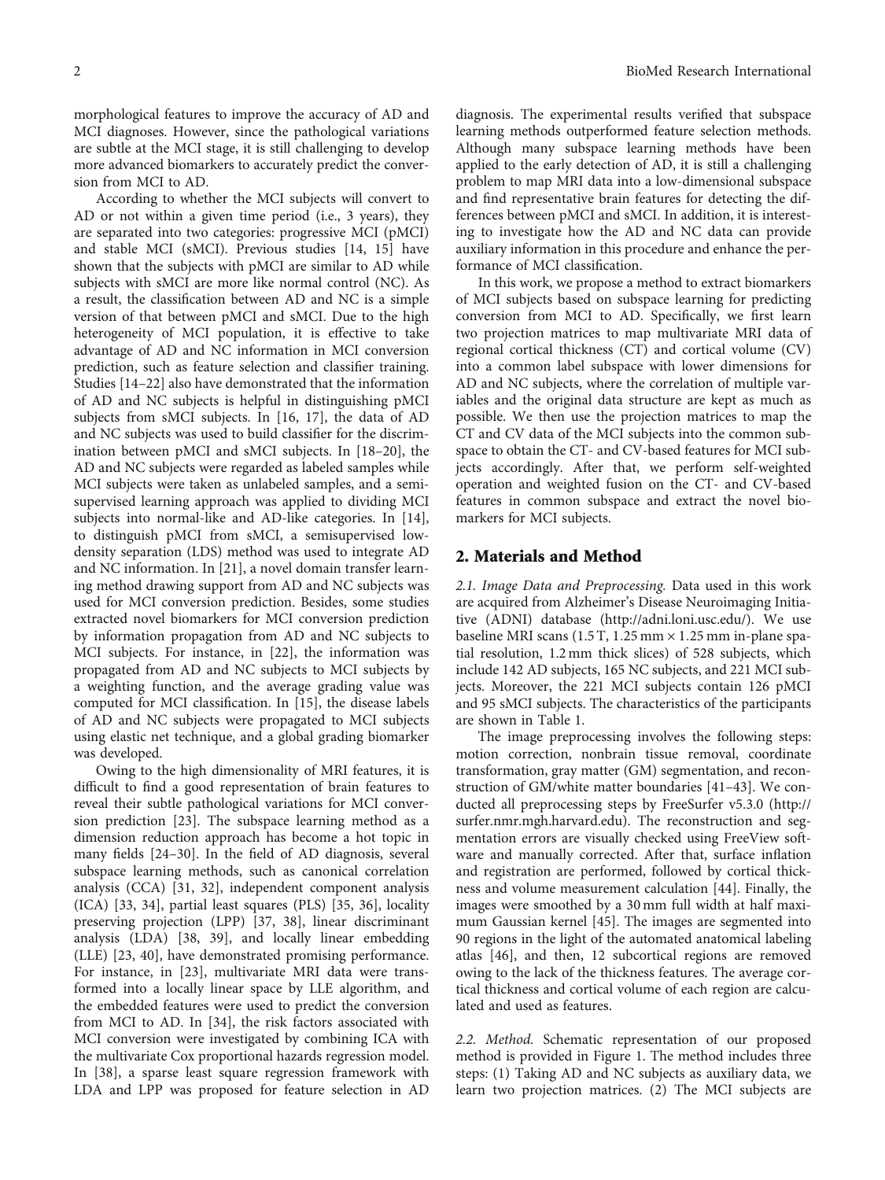morphological features to improve the accuracy of AD and MCI diagnoses. However, since the pathological variations are subtle at the MCI stage, it is still challenging to develop more advanced biomarkers to accurately predict the conversion from MCI to AD.

According to whether the MCI subjects will convert to AD or not within a given time period (i.e., 3 years), they are separated into two categories: progressive MCI (pMCI) and stable MCI (sMCI). Previous studies [14, 15] have shown that the subjects with pMCI are similar to AD while subjects with sMCI are more like normal control (NC). As a result, the classification between AD and NC is a simple version of that between pMCI and sMCI. Due to the high heterogeneity of MCI population, it is effective to take advantage of AD and NC information in MCI conversion prediction, such as feature selection and classifier training. Studies [14–22] also have demonstrated that the information of AD and NC subjects is helpful in distinguishing pMCI subjects from sMCI subjects. In [16, 17], the data of AD and NC subjects was used to build classifier for the discrimination between pMCI and sMCI subjects. In [18–20], the AD and NC subjects were regarded as labeled samples while MCI subjects were taken as unlabeled samples, and a semi-supervised learning approach was applied to dividing MCI subjects into normal-like and AD-like categories. In [14], to distinguish pMCI from sMCI, a semisupervised low-density separation (LDS) method was used to integrate AD and NC information. In [21], a novel domain transfer learning method drawing support from AD and NC subjects was used for MCI conversion prediction. Besides, some studies extracted novel biomarkers for MCI conversion prediction by information propagation from AD and NC subjects to MCI subjects. For instance, in [22], the information was propagated from AD and NC subjects to MCI subjects by a weighting function, and the average grading value was computed for MCI classification. In [15], the disease labels of AD and NC subjects were propagated to MCI subjects using elastic net technique, and a global grading biomarker was developed.

Owing to the high dimensionality of MRI features, it is difficult to find a good representation of brain features to reveal their subtle pathological variations for MCI conversion prediction [23]. The subspace learning method as a dimension reduction approach has become a hot topic in many fields [24–30]. In the field of AD diagnosis, several subspace learning methods, such as canonical correlation analysis (CCA) [31, 32], independent component analysis (ICA) [33, 34], partial least squares (PLS) [35, 36], locality preserving projection (LPP) [37, 38], linear discriminant analysis (LDA) [38, 39], and locally linear embedding (LLE) [23, 40], have demonstrated promising performance. For instance, in [23], multivariate MRI data were transformed into a locally linear space by LLE algorithm, and the embedded features were used to predict the conversion from MCI to AD. In [34], the risk factors associated with MCI conversion were investigated by combining ICA with the multivariate Cox proportional hazards regression model. In [38], a sparse least square regression framework with LDA and LPP was proposed for feature selection in AD diagnosis. The experimental results verified that subspace learning methods outperformed feature selection methods. Although many subspace learning methods have been applied to the early detection of AD, it is still a challenging problem to map MRI data into a low-dimensional subspace and find representative brain features for detecting the differences between pMCI and sMCI. In addition, it is interesting to investigate how the AD and NC data can provide auxiliary information in this procedure and enhance the performance of MCI classification.

In this work, we propose a method to extract biomarkers of MCI subjects based on subspace learning for predicting conversion from MCI to AD. Specifically, we first learn two projection matrices to map multivariate MRI data of regional cortical thickness (CT) and cortical volume (CV) into a common label subspace with lower dimensions for AD and NC subjects, where the correlation of multiple variables and the original data structure are kept as much as possible. We then use the projection matrices to map the CT and CV data of the MCI subjects into the common subspace to obtain the CT- and CV-based features for MCI subjects accordingly. After that, we perform self-weighted operation and weighted fusion on the CT- and CV-based features in common subspace and extract the novel biomarkers for MCI subjects.

## 2. Materials and Method

*2.1. Image Data and Preprocessing.* Data used in this work are acquired from Alzheimer's Disease Neuroimaging Initiative (ADNI) database (http://adni.loni.usc.edu/). We use baseline MRI scans (1.5 T, 1.25 mm × 1.25 mm in-plane spatial resolution, 1.2 mm thick slices) of 528 subjects, which include 142 AD subjects, 165 NC subjects, and 221 MCI subjects. Moreover, the 221 MCI subjects contain 126 pMCI and 95 sMCI subjects. The characteristics of the participants are shown in Table 1.

The image preprocessing involves the following steps: motion correction, nonbrain tissue removal, coordinate transformation, gray matter (GM) segmentation, and reconstruction of GM/white matter boundaries [41–43]. We conducted all preprocessing steps by FreeSurfer v5.3.0 (http://surfer.nmr.mgh.harvard.edu). The reconstruction and segmentation errors are visually checked using FreeView software and manually corrected. After that, surface inflation and registration are performed, followed by cortical thickness and volume measurement calculation [44]. Finally, the images were smoothed by a 30 mm full width at half maximum Gaussian kernel [45]. The images are segmented into 90 regions in the light of the automated anatomical labeling atlas [46], and then, 12 subcortical regions are removed owing to the lack of the thickness features. The average cortical thickness and cortical volume of each region are calculated and used as features.

*2.2. Method.* Schematic representation of our proposed method is provided in Figure 1. The method includes three steps: (1) Taking AD and NC subjects as auxiliary data, we learn two projection matrices. (2) The MCI subjects are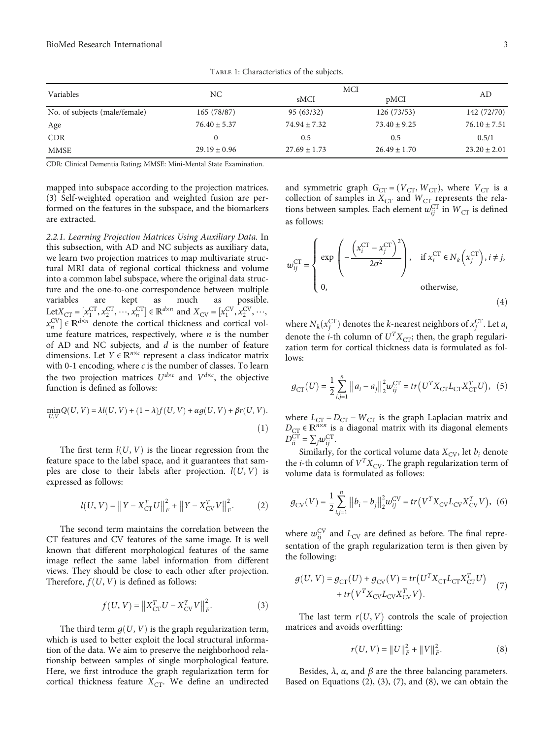Table 1: Characteristics of the subjects.

| Variables | NC | MCI | | AD |
|---|---|---|---|---|
| | | sMCI | pMCI | |
| No. of subjects (male/female) | 165 (78/87) | 95 (63/32) | 126 (73/53) | 142 (72/70) |
| Age | $76.40 \pm 5.37$ | $74.94 \pm 7.32$ | $73.40 \pm 9.25$ | $76.10 \pm 7.51$ |
| CDR | 0 | 0.5 | 0.5 | 0.5/1 |
| MMSE | $29.19 \pm 0.96$ | $27.69 \pm 1.73$ | $26.49 \pm 1.70$ | $23.20 \pm 2.01$ |

CDR: Clinical Dementia Rating; MMSE: Mini-Mental State Examination.

mapped into subspace according to the projection matrices. (3) Self-weighted operation and weighted fusion are performed on the features in the subspace, and the biomarkers are extracted.

2.2.1. Learning Projection Matrices Using Auxiliary Data. In this subsection, with AD and NC subjects as auxiliary data, we learn two projection matrices to map multivariate structural MRI data of regional cortical thickness and volume into a common label subspace, where the original data structure and the one-to-one correspondence between multiple variables are kept as much as possible. Let $X_{CT} = [x_1^{CT}, x_2^{CT}, \cdots, x_n^{CT}] \in \mathbb{R}^{d \times n}$ and $X_{CV} = [x_1^{CV}, x_2^{CV}, \cdots, x_n^{CV}] \in \mathbb{R}^{d \times n}$ denote the cortical thickness and cortical volume feature matrices, respectively, where $n$ is the number of AD and NC subjects, and $d$ is the number of feature dimensions. Let $Y \in \mathbb{R}^{n \times c}$ represent a class indicator matrix with 0-1 encoding, where $c$ is the number of classes. To learn the two projection matrices $U^{d \times c}$ and $V^{d \times c}$, the objective function is defined as follows:

$$\min_{U,V} Q(U, V) = \lambda l(U, V) + (1 - \lambda) f(U, V) + \alpha g(U, V) + \beta r(U, V). \tag{1}$$

The first term $l(U, V)$ is the linear regression from the feature space to the label space, and it guarantees that samples are close to their labels after projection. $l(U, V)$ is expressed as follows:

$$l(U, V) = \left\| Y - X_{CT}^T U \right\|_F^2 + \left\| Y - X_{CV}^T V \right\|_F^2. \tag{2}$$

The second term maintains the correlation between the CT features and CV features of the same image. It is well known that different morphological features of the same image reflect the same label information from different views. They should be close to each other after projection. Therefore, $f(U, V)$ is defined as follows:

$$f(U, V) = \left\| X_{CT}^T U - X_{CV}^T V \right\|_F^2. \tag{3}$$

The third term $g(U, V)$ is the graph regularization term, which is used to better exploit the local structural information of the data. We aim to preserve the neighborhood relationship between samples of single morphological feature. Here, we first introduce the graph regularization term for cortical thickness feature $X_{CT}$. We define an undirected and symmetric graph $G_{CT} = (V_{CT}, W_{CT})$, where $V_{CT}$ is a collection of samples in $X_{CT}$ and $W_{CT}$ represents the relations between samples. Each element $w_{ij}^{CT}$ in $W_{CT}$ is defined as follows:

$$w_{ij}^{CT} = \begin{cases} \exp\left( -\dfrac{\left( x_i^{CT} - x_j^{CT} \right)^2}{2\sigma^2} \right), & \text{if } x_i^{CT} \in N_k\left( x_j^{CT} \right), i \neq j, \\ 0, & \text{otherwise}, \end{cases} \tag{4}$$

where $N_k(x_j^{CT})$ denotes the $k$-nearest neighbors of $x_j^{CT}$. Let $a_i$ denote the $i$-th column of $U^T X_{CT}$; then, the graph regularization term for cortical thickness data is formulated as follows:

$$g_{CT}(U) = \frac{1}{2} \sum_{i,j=1}^{n} \left\| a_i - a_j \right\|_2^2 w_{ij}^{CT} = tr\left( U^T X_{CT} L_{CT} X_{CT}^T U \right), \tag{5}$$

where $L_{CT} = D_{CT} - W_{CT}$ is the graph Laplacian matrix and $D_{CT} \in \mathbb{R}^{n \times n}$ is a diagonal matrix with its diagonal elements $D_{ii}^{CT} = \sum_j w_{ij}^{CT}$.

Similarly, for the cortical volume data $X_{CV}$, let $b_i$ denote the $i$-th column of $V^T X_{CV}$. The graph regularization term of volume data is formulated as follows:

$$g_{CV}(V) = \frac{1}{2} \sum_{i,j=1}^{n} \left\| b_i - b_j \right\|_2^2 w_{ij}^{CV} = tr\left( V^T X_{CV} L_{CV} X_{CV}^T V \right), \tag{6}$$

where $w_{ij}^{CV}$ and $L_{CV}$ are defined as before. The final representation of the graph regularization term is then given by the following:

$$g(U, V) = g_{CT}(U) + g_{CV}(V) = tr\left( U^T X_{CT} L_{CT} X_{CT}^T U \right) + tr\left( V^T X_{CV} L_{CV} X_{CV}^T V \right). \tag{7}$$

The last term $r(U, V)$ controls the scale of projection matrices and avoids overfitting:

$$r(U, V) = \|U\|_F^2 + \|V\|_F^2. \tag{8}$$

Besides, $\lambda$, $\alpha$, and $\beta$ are the three balancing parameters. Based on Equations (2), (3), (7), and (8), we can obtain the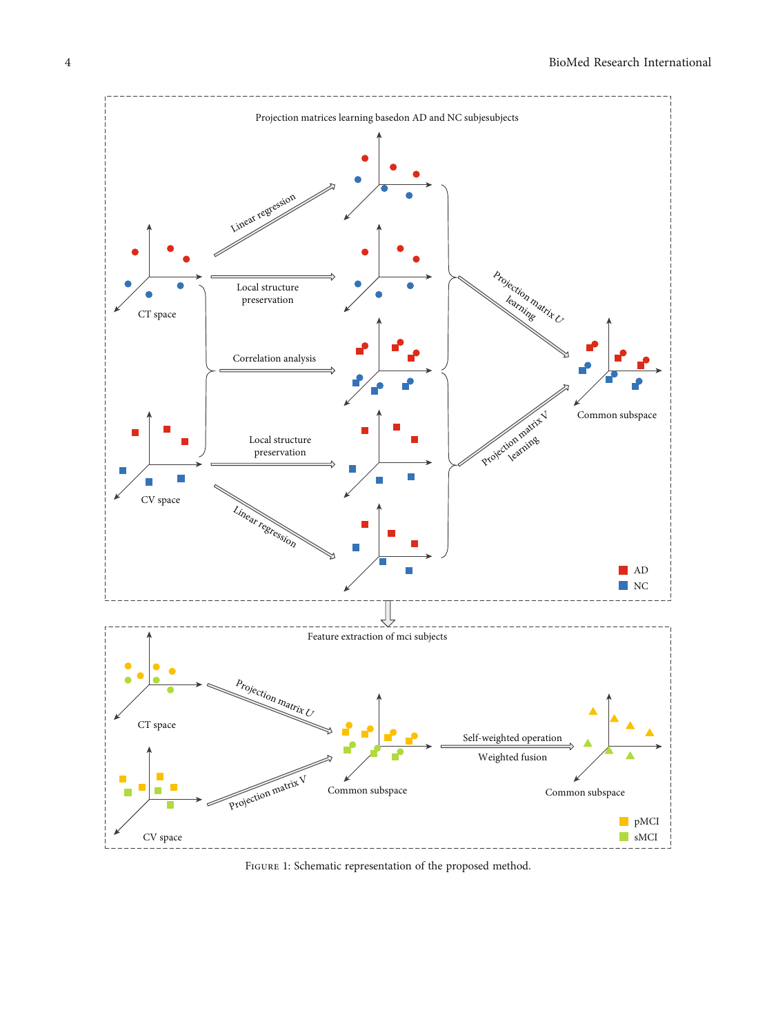FIGURE 1: Schematic representation of the proposed method.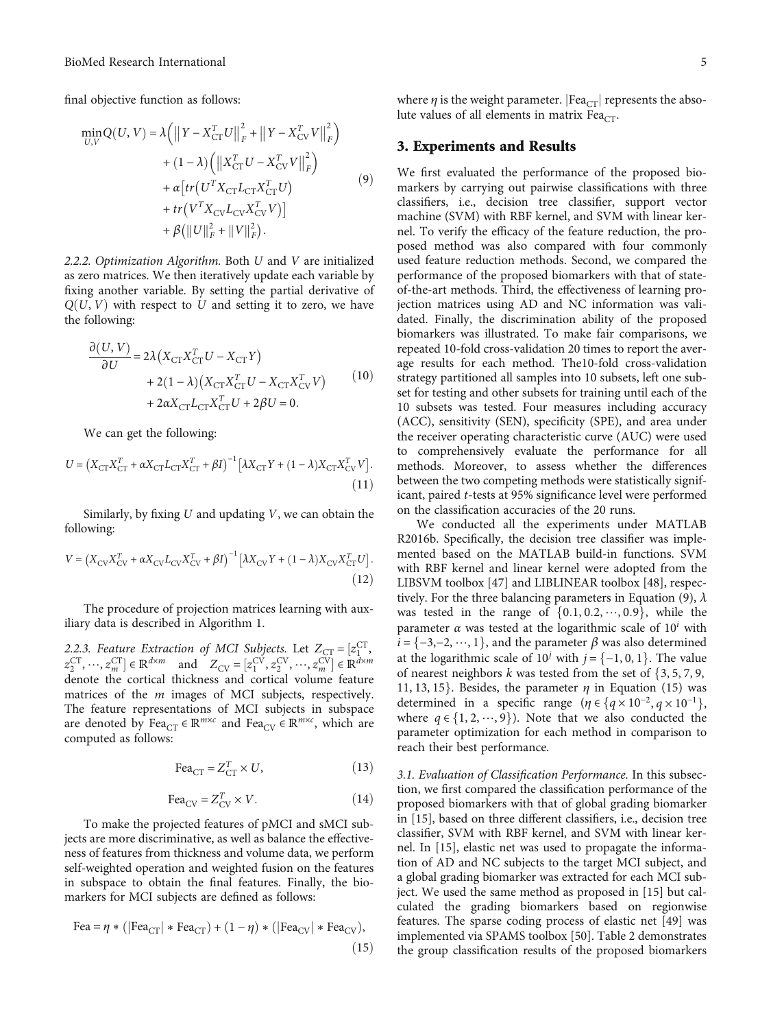final objective function as follows:

$$\min_{U,V} Q(U,V) = \lambda\left(\left\|Y - X_{\mathrm{CT}}^T U\right\|_F^2 + \left\|Y - X_{\mathrm{CV}}^T V\right\|_F^2\right) + (1-\lambda)\left(\left\|X_{\mathrm{CT}}^T U - X_{\mathrm{CV}}^T V\right\|_F^2\right) + \alpha\left[tr\left(U^T X_{\mathrm{CT}} L_{\mathrm{CT}} X_{\mathrm{CT}}^T U\right) + tr\left(V^T X_{\mathrm{CV}} L_{\mathrm{CV}} X_{\mathrm{CV}}^T V\right)\right] + \beta\left(\|U\|_F^2 + \|V\|_F^2\right). \tag{9}$$

*2.2.2. Optimization Algorithm.* Both $U$ and $V$ are initialized as zero matrices. We then iteratively update each variable by fixing another variable. By setting the partial derivative of $Q(U, V)$ with respect to $U$ and setting it to zero, we have the following:

$$\frac{\partial(U,V)}{\partial U} = 2\lambda\left(X_{\mathrm{CT}} X_{\mathrm{CT}}^T U - X_{\mathrm{CT}} Y\right) + 2(1-\lambda)\left(X_{\mathrm{CT}} X_{\mathrm{CT}}^T U - X_{\mathrm{CT}} X_{\mathrm{CV}}^T V\right) + 2\alpha X_{\mathrm{CT}} L_{\mathrm{CT}} X_{\mathrm{CT}}^T U + 2\beta U = 0. \tag{10}$$

We can get the following:

$$U = \left(X_{\mathrm{CT}} X_{\mathrm{CT}}^T + \alpha X_{\mathrm{CT}} L_{\mathrm{CT}} X_{\mathrm{CT}}^T + \beta I\right)^{-1}\left[\lambda X_{\mathrm{CT}} Y + (1-\lambda) X_{\mathrm{CT}} X_{\mathrm{CV}}^T V\right]. \tag{11}$$

Similarly, by fixing $U$ and updating $V$, we can obtain the following:

$$V = \left(X_{\mathrm{CV}} X_{\mathrm{CV}}^T + \alpha X_{\mathrm{CV}} L_{\mathrm{CV}} X_{\mathrm{CV}}^T + \beta I\right)^{-1}\left[\lambda X_{\mathrm{CV}} Y + (1-\lambda) X_{\mathrm{CV}} X_{\mathrm{CT}}^T U\right]. \tag{12}$$

The procedure of projection matrices learning with auxiliary data is described in Algorithm 1.

*2.2.3. Feature Extraction of MCI Subjects.* Let $Z_{\mathrm{CT}} = [z_1^{\mathrm{CT}}, z_2^{\mathrm{CT}}, \cdots, z_m^{\mathrm{CT}}] \in \mathbb{R}^{d\times m}$ and $Z_{\mathrm{CV}} = [z_1^{\mathrm{CV}}, z_2^{\mathrm{CV}}, \cdots, z_m^{\mathrm{CV}}] \in \mathbb{R}^{d\times m}$ denote the cortical thickness and cortical volume feature matrices of the $m$ images of MCI subjects, respectively. The feature representations of MCI subjects in subspace are denoted by $\mathrm{Fea}_{\mathrm{CT}} \in \mathbb{R}^{m\times c}$ and $\mathrm{Fea}_{\mathrm{CV}} \in \mathbb{R}^{m\times c}$, which are computed as follows:

$$\mathrm{Fea}_{\mathrm{CT}} = Z_{\mathrm{CT}}^T \times U, \tag{13}$$

$$\mathrm{Fea}_{\mathrm{CV}} = Z_{\mathrm{CV}}^T \times V. \tag{14}$$

To make the projected features of pMCI and sMCI subjects are more discriminative, as well as balance the effectiveness of features from thickness and volume data, we perform self-weighted operation and weighted fusion on the features in subspace to obtain the final features. Finally, the biomarkers for MCI subjects are defined as follows:

$$\mathrm{Fea} = \eta * \left(|\mathrm{Fea}_{\mathrm{CT}}| * \mathrm{Fea}_{\mathrm{CT}}\right) + (1-\eta) * \left(|\mathrm{Fea}_{\mathrm{CV}}| * \mathrm{Fea}_{\mathrm{CV}}\right), \tag{15}$$

where $\eta$ is the weight parameter. $|\mathrm{Fea}_{\mathrm{CT}}|$ represents the absolute values of all elements in matrix $\mathrm{Fea}_{\mathrm{CT}}$.

## 3. Experiments and Results

We first evaluated the performance of the proposed biomarkers by carrying out pairwise classifications with three classifiers, i.e., decision tree classifier, support vector machine (SVM) with RBF kernel, and SVM with linear kernel. To verify the efficacy of the feature reduction, the proposed method was also compared with four commonly used feature reduction methods. Second, we compared the performance of the proposed biomarkers with that of state-of-the-art methods. Third, the effectiveness of learning projection matrices using AD and NC information was validated. Finally, the discrimination ability of the proposed biomarkers was illustrated. To make fair comparisons, we repeated 10-fold cross-validation 20 times to report the average results for each method. The10-fold cross-validation strategy partitioned all samples into 10 subsets, left one subset for testing and other subsets for training until each of the 10 subsets was tested. Four measures including accuracy (ACC), sensitivity (SEN), specificity (SPE), and area under the receiver operating characteristic curve (AUC) were used to comprehensively evaluate the performance for all methods. Moreover, to assess whether the differences between the two competing methods were statistically significant, paired $t$-tests at 95% significance level were performed on the classification accuracies of the 20 runs.

We conducted all the experiments under MATLAB R2016b. Specifically, the decision tree classifier was implemented based on the MATLAB build-in functions. SVM with RBF kernel and linear kernel were adopted from the LIBSVM toolbox [47] and LIBLINEAR toolbox [48], respectively. For the three balancing parameters in Equation (9), $\lambda$ was tested in the range of $\{0.1, 0.2, \cdots, 0.9\}$, while the parameter $\alpha$ was tested at the logarithmic scale of $10^i$ with $i = \{-3, -2, \cdots, 1\}$, and the parameter $\beta$ was also determined at the logarithmic scale of $10^j$ with $j = \{-1, 0, 1\}$. The value of nearest neighbors $k$ was tested from the set of $\{3, 5, 7, 9, 11, 13, 15\}$. Besides, the parameter $\eta$ in Equation (15) was determined in a specific range ($\eta \in \{q\times 10^{-2}, q\times 10^{-1}\}$, where $q \in \{1, 2, \cdots, 9\}$). Note that we also conducted the parameter optimization for each method in comparison to reach their best performance.

*3.1. Evaluation of Classification Performance.* In this subsection, we first compared the classification performance of the proposed biomarkers with that of global grading biomarker in [15], based on three different classifiers, i.e., decision tree classifier, SVM with RBF kernel, and SVM with linear kernel. In [15], elastic net was used to propagate the information of AD and NC subjects to the target MCI subject, and a global grading biomarker was extracted for each MCI subject. We used the same method as proposed in [15] but calculated the grading biomarkers based on regionwise features. The sparse coding process of elastic net [49] was implemented via SPAMS toolbox [50]. Table 2 demonstrates the group classification results of the proposed biomarkers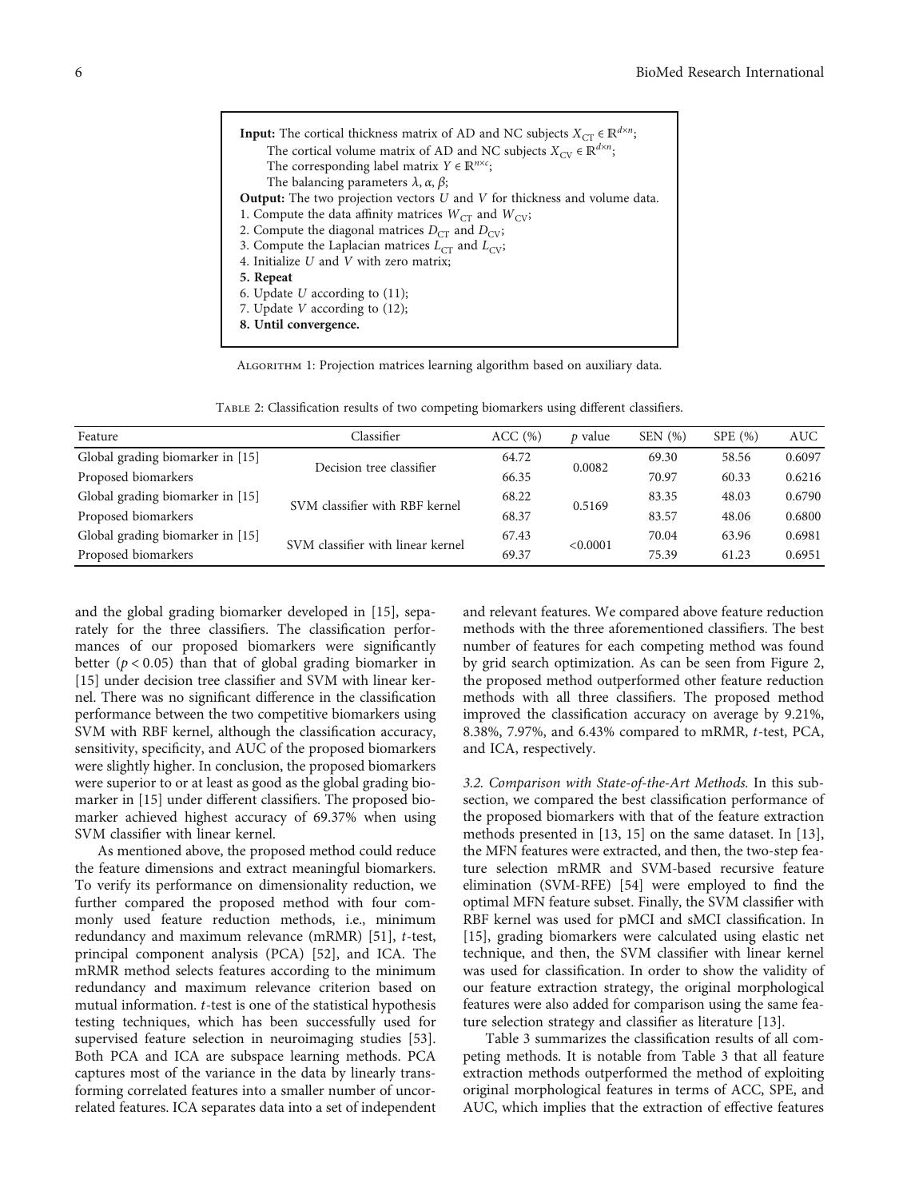**Input:** The cortical thickness matrix of AD and NC subjects $X_{CT} \in \mathbb{R}^{d \times n}$;
The cortical volume matrix of AD and NC subjects $X_{CV} \in \mathbb{R}^{d \times n}$;
The corresponding label matrix $Y \in \mathbb{R}^{n \times c}$;
The balancing parameters $\lambda, \alpha, \beta$;
**Output:** The two projection vectors $U$ and $V$ for thickness and volume data.
1. Compute the data affinity matrices $W_{CT}$ and $W_{CV}$;
2. Compute the diagonal matrices $D_{CT}$ and $D_{CV}$;
3. Compute the Laplacian matrices $L_{CT}$ and $L_{CV}$;
4. Initialize $U$ and $V$ with zero matrix;
**5. Repeat**
6. Update $U$ according to (11);
7. Update $V$ according to (12);
**8. Until convergence.**

Algorithm 1: Projection matrices learning algorithm based on auxiliary data.

Table 2: Classification results of two competing biomarkers using different classifiers.

| Feature | Classifier | ACC (%) | $p$ value | SEN (%) | SPE (%) | AUC |
|---|---|---|---|---|---|---|
| Global grading biomarker in [15] | Decision tree classifier | 64.72 | 0.0082 | 69.30 | 58.56 | 0.6097 |
| Proposed biomarkers | | 66.35 | | 70.97 | 60.33 | 0.6216 |
| Global grading biomarker in [15] | SVM classifier with RBF kernel | 68.22 | 0.5169 | 83.35 | 48.03 | 0.6790 |
| Proposed biomarkers | | 68.37 | | 83.57 | 48.06 | 0.6800 |
| Global grading biomarker in [15] | SVM classifier with linear kernel | 67.43 | <0.0001 | 70.04 | 63.96 | 0.6981 |
| Proposed biomarkers | | 69.37 | | 75.39 | 61.23 | 0.6951 |

and the global grading biomarker developed in [15], separately for the three classifiers. The classification performances of our proposed biomarkers were significantly better ($p < 0.05$) than that of global grading biomarker in [15] under decision tree classifier and SVM with linear kernel. There was no significant difference in the classification performance between the two competitive biomarkers using SVM with RBF kernel, although the classification accuracy, sensitivity, specificity, and AUC of the proposed biomarkers were slightly higher. In conclusion, the proposed biomarkers were superior to or at least as good as the global grading biomarker in [15] under different classifiers. The proposed biomarker achieved highest accuracy of 69.37% when using SVM classifier with linear kernel.

As mentioned above, the proposed method could reduce the feature dimensions and extract meaningful biomarkers. To verify its performance on dimensionality reduction, we further compared the proposed method with four commonly used feature reduction methods, i.e., minimum redundancy and maximum relevance (mRMR) [51], $t$-test, principal component analysis (PCA) [52], and ICA. The mRMR method selects features according to the minimum redundancy and maximum relevance criterion based on mutual information. $t$-test is one of the statistical hypothesis testing techniques, which has been successfully used for supervised feature selection in neuroimaging studies [53]. Both PCA and ICA are subspace learning methods. PCA captures most of the variance in the data by linearly transforming correlated features into a smaller number of uncorrelated features. ICA separates data into a set of independent and relevant features. We compared above feature reduction methods with the three aforementioned classifiers. The best number of features for each competing method was found by grid search optimization. As can be seen from Figure 2, the proposed method outperformed other feature reduction methods with all three classifiers. The proposed method improved the classification accuracy on average by 9.21%, 8.38%, 7.97%, and 6.43% compared to mRMR, $t$-test, PCA, and ICA, respectively.

*3.2. Comparison with State-of-the-Art Methods.* In this subsection, we compared the best classification performance of the proposed biomarkers with that of the feature extraction methods presented in [13, 15] on the same dataset. In [13], the MFN features were extracted, and then, the two-step feature selection mRMR and SVM-based recursive feature elimination (SVM-RFE) [54] were employed to find the optimal MFN feature subset. Finally, the SVM classifier with RBF kernel was used for pMCI and sMCI classification. In [15], grading biomarkers were calculated using elastic net technique, and then, the SVM classifier with linear kernel was used for classification. In order to show the validity of our feature extraction strategy, the original morphological features were also added for comparison using the same feature selection strategy and classifier as literature [13].

Table 3 summarizes the classification results of all competing methods. It is notable from Table 3 that all feature extraction methods outperformed the method of exploiting original morphological features in terms of ACC, SPE, and AUC, which implies that the extraction of effective features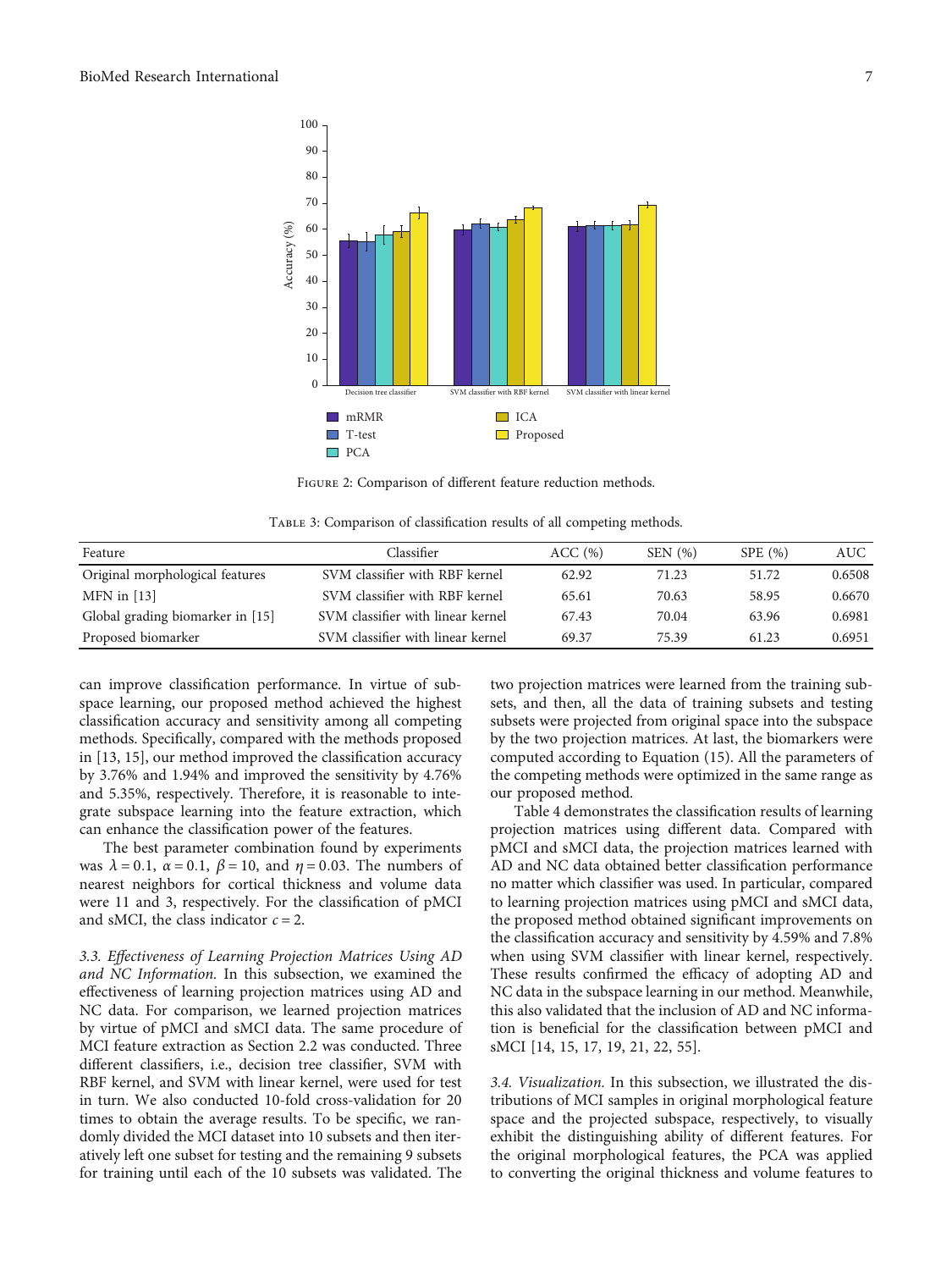Figure 2: Comparison of different feature reduction methods.

Table 3: Comparison of classification results of all competing methods.

| Feature | Classifier | ACC (%) | SEN (%) | SPE (%) | AUC |
|---|---|---|---|---|---|
| Original morphological features | SVM classifier with RBF kernel | 62.92 | 71.23 | 51.72 | 0.6508 |
| MFN in [13] | SVM classifier with RBF kernel | 65.61 | 70.63 | 58.95 | 0.6670 |
| Global grading biomarker in [15] | SVM classifier with linear kernel | 67.43 | 70.04 | 63.96 | 0.6981 |
| Proposed biomarker | SVM classifier with linear kernel | 69.37 | 75.39 | 61.23 | 0.6951 |

can improve classification performance. In virtue of subspace learning, our proposed method achieved the highest classification accuracy and sensitivity among all competing methods. Specifically, compared with the methods proposed in [13, 15], our method improved the classification accuracy by 3.76% and 1.94% and improved the sensitivity by 4.76% and 5.35%, respectively. Therefore, it is reasonable to integrate subspace learning into the feature extraction, which can enhance the classification power of the features.

The best parameter combination found by experiments was $\lambda = 0.1$, $\alpha = 0.1$, $\beta = 10$, and $\eta = 0.03$. The numbers of nearest neighbors for cortical thickness and volume data were 11 and 3, respectively. For the classification of pMCI and sMCI, the class indicator $c = 2$.

*3.3. Effectiveness of Learning Projection Matrices Using AD and NC Information.* In this subsection, we examined the effectiveness of learning projection matrices using AD and NC data. For comparison, we learned projection matrices by virtue of pMCI and sMCI data. The same procedure of MCI feature extraction as Section 2.2 was conducted. Three different classifiers, i.e., decision tree classifier, SVM with RBF kernel, and SVM with linear kernel, were used for test in turn. We also conducted 10-fold cross-validation for 20 times to obtain the average results. To be specific, we randomly divided the MCI dataset into 10 subsets and then iteratively left one subset for testing and the remaining 9 subsets for training until each of the 10 subsets was validated. The two projection matrices were learned from the training subsets, and then, all the data of training subsets and testing subsets were projected from original space into the subspace by the two projection matrices. At last, the biomarkers were computed according to Equation (15). All the parameters of the competing methods were optimized in the same range as our proposed method.

Table 4 demonstrates the classification results of learning projection matrices using different data. Compared with pMCI and sMCI data, the projection matrices learned with AD and NC data obtained better classification performance no matter which classifier was used. In particular, compared to learning projection matrices using pMCI and sMCI data, the proposed method obtained significant improvements on the classification accuracy and sensitivity by 4.59% and 7.8% when using SVM classifier with linear kernel, respectively. These results confirmed the efficacy of adopting AD and NC data in the subspace learning in our method. Meanwhile, this also validated that the inclusion of AD and NC information is beneficial for the classification between pMCI and sMCI [14, 15, 17, 19, 21, 22, 55].

*3.4. Visualization.* In this subsection, we illustrated the distributions of MCI samples in original morphological feature space and the projected subspace, respectively, to visually exhibit the distinguishing ability of different features. For the original morphological features, the PCA was applied to converting the original thickness and volume features to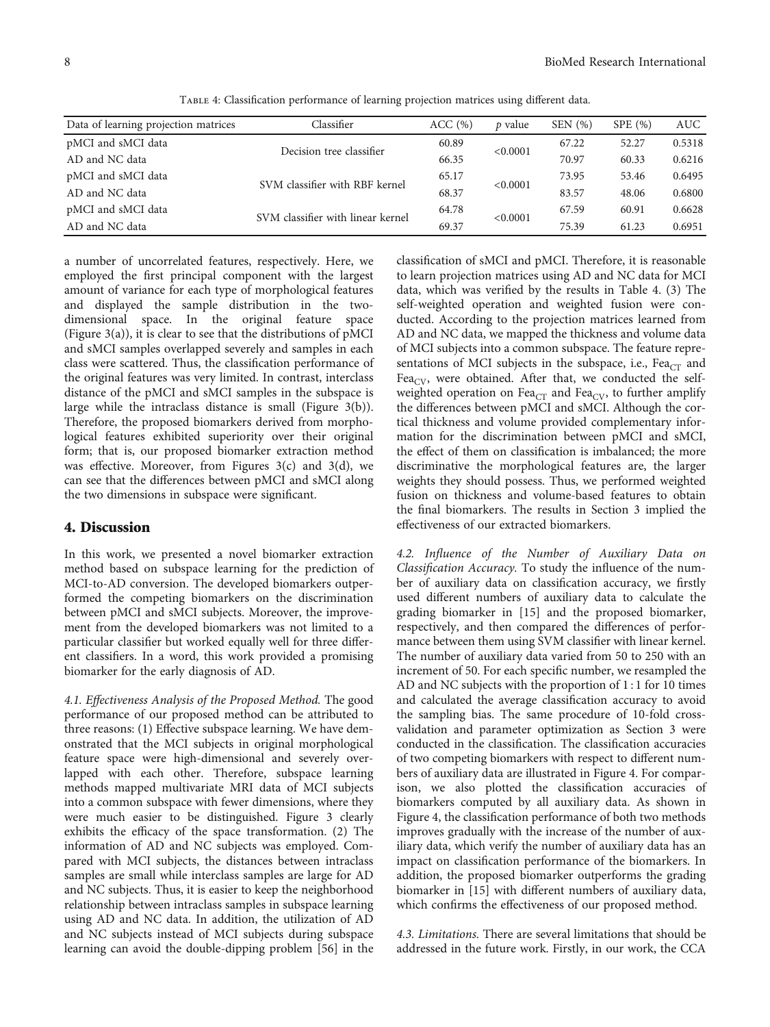Table 4: Classification performance of learning projection matrices using different data.

| Data of learning projection matrices | Classifier | ACC (%) | $p$ value | SEN (%) | SPE (%) | AUC |
|---|---|---|---|---|---|---|
| pMCI and sMCI data | Decision tree classifier | 60.89 | <0.0001 | 67.22 | 52.27 | 0.5318 |
| AD and NC data | | 66.35 | | 70.97 | 60.33 | 0.6216 |
| pMCI and sMCI data | SVM classifier with RBF kernel | 65.17 | <0.0001 | 73.95 | 53.46 | 0.6495 |
| AD and NC data | | 68.37 | | 83.57 | 48.06 | 0.6800 |
| pMCI and sMCI data | SVM classifier with linear kernel | 64.78 | <0.0001 | 67.59 | 60.91 | 0.6628 |
| AD and NC data | | 69.37 | | 75.39 | 61.23 | 0.6951 |

a number of uncorrelated features, respectively. Here, we employed the first principal component with the largest amount of variance for each type of morphological features and displayed the sample distribution in the two-dimensional space. In the original feature space (Figure 3(a)), it is clear to see that the distributions of pMCI and sMCI samples overlapped severely and samples in each class were scattered. Thus, the classification performance of the original features was very limited. In contrast, interclass distance of the pMCI and sMCI samples in the subspace is large while the intraclass distance is small (Figure 3(b)). Therefore, the proposed biomarkers derived from morphological features exhibited superiority over their original form; that is, our proposed biomarker extraction method was effective. Moreover, from Figures 3(c) and 3(d), we can see that the differences between pMCI and sMCI along the two dimensions in subspace were significant.

## 4. Discussion

In this work, we presented a novel biomarker extraction method based on subspace learning for the prediction of MCI-to-AD conversion. The developed biomarkers outperformed the competing biomarkers on the discrimination between pMCI and sMCI subjects. Moreover, the improvement from the developed biomarkers was not limited to a particular classifier but worked equally well for three different classifiers. In a word, this work provided a promising biomarker for the early diagnosis of AD.

*4.1. Effectiveness Analysis of the Proposed Method.* The good performance of our proposed method can be attributed to three reasons: (1) Effective subspace learning. We have demonstrated that the MCI subjects in original morphological feature space were high-dimensional and severely overlapped with each other. Therefore, subspace learning methods mapped multivariate MRI data of MCI subjects into a common subspace with fewer dimensions, where they were much easier to be distinguished. Figure 3 clearly exhibits the efficacy of the space transformation. (2) The information of AD and NC subjects was employed. Compared with MCI subjects, the distances between intraclass samples are small while interclass samples are large for AD and NC subjects. Thus, it is easier to keep the neighborhood relationship between intraclass samples in subspace learning using AD and NC data. In addition, the utilization of AD and NC subjects instead of MCI subjects during subspace learning can avoid the double-dipping problem [56] in the classification of sMCI and pMCI. Therefore, it is reasonable to learn projection matrices using AD and NC data for MCI data, which was verified by the results in Table 4. (3) The self-weighted operation and weighted fusion were conducted. According to the projection matrices learned from AD and NC data, we mapped the thickness and volume data of MCI subjects into a common subspace. The feature representations of MCI subjects in the subspace, i.e., $Fea_{CT}$ and $Fea_{CV}$, were obtained. After that, we conducted the self-weighted operation on $Fea_{CT}$ and $Fea_{CV}$, to further amplify the differences between pMCI and sMCI. Although the cortical thickness and volume provided complementary information for the discrimination between pMCI and sMCI, the effect of them on classification is imbalanced; the more discriminative the morphological features are, the larger weights they should possess. Thus, we performed weighted fusion on thickness and volume-based features to obtain the final biomarkers. The results in Section 3 implied the effectiveness of our extracted biomarkers.

*4.2. Influence of the Number of Auxiliary Data on Classification Accuracy.* To study the influence of the number of auxiliary data on classification accuracy, we firstly used different numbers of auxiliary data to calculate the grading biomarker in [15] and the proposed biomarker, respectively, and then compared the differences of performance between them using SVM classifier with linear kernel. The number of auxiliary data varied from 50 to 250 with an increment of 50. For each specific number, we resampled the AD and NC subjects with the proportion of 1 : 1 for 10 times and calculated the average classification accuracy to avoid the sampling bias. The same procedure of 10-fold cross-validation and parameter optimization as Section 3 were conducted in the classification. The classification accuracies of two competing biomarkers with respect to different numbers of auxiliary data are illustrated in Figure 4. For comparison, we also plotted the classification accuracies of biomarkers computed by all auxiliary data. As shown in Figure 4, the classification performance of both two methods improves gradually with the increase of the number of auxiliary data, which verify the number of auxiliary data has an impact on classification performance of the biomarkers. In addition, the proposed biomarker outperforms the grading biomarker in [15] with different numbers of auxiliary data, which confirms the effectiveness of our proposed method.

*4.3. Limitations.* There are several limitations that should be addressed in the future work. Firstly, in our work, the CCA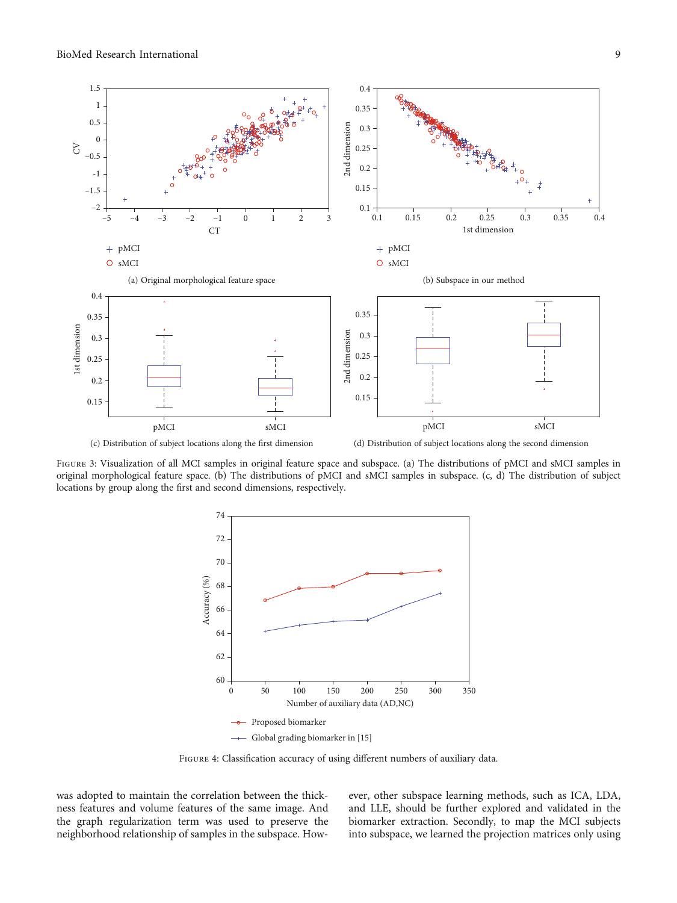Figure 3: Visualization of all MCI samples in original feature space and subspace. (a) The distributions of pMCI and sMCI samples in original morphological feature space. (b) The distributions of pMCI and sMCI samples in subspace. (c, d) The distribution of subject locations by group along the first and second dimensions, respectively.

Figure 4: Classification accuracy of using different numbers of auxiliary data.

was adopted to maintain the correlation between the thickness features and volume features of the same image. And the graph regularization term was used to preserve the neighborhood relationship of samples in the subspace. However, other subspace learning methods, such as ICA, LDA, and LLE, should be further explored and validated in the biomarker extraction. Secondly, to map the MCI subjects into subspace, we learned the projection matrices only using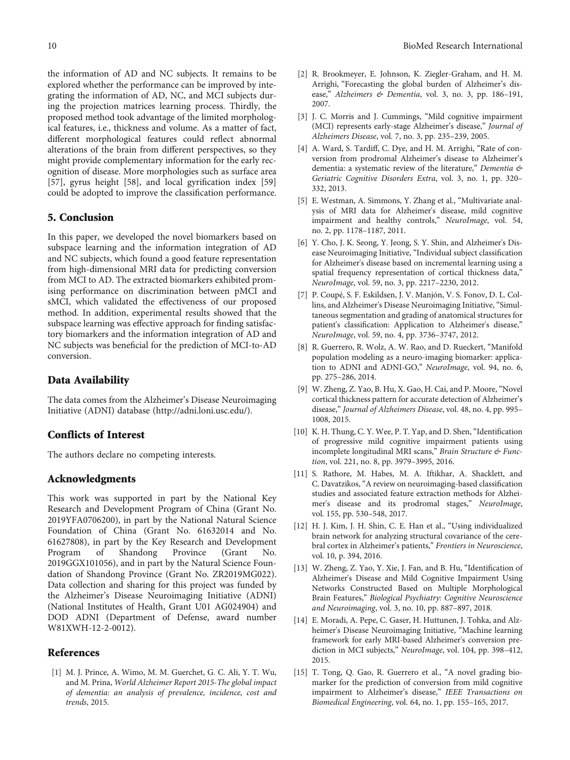the information of AD and NC subjects. It remains to be explored whether the performance can be improved by integrating the information of AD, NC, and MCI subjects during the projection matrices learning process. Thirdly, the proposed method took advantage of the limited morphological features, i.e., thickness and volume. As a matter of fact, different morphological features could reflect abnormal alterations of the brain from different perspectives, so they might provide complementary information for the early recognition of disease. More morphologies such as surface area [57], gyrus height [58], and local gyrification index [59] could be adopted to improve the classification performance.

## 5. Conclusion

In this paper, we developed the novel biomarkers based on subspace learning and the information integration of AD and NC subjects, which found a good feature representation from high-dimensional MRI data for predicting conversion from MCI to AD. The extracted biomarkers exhibited promising performance on discrimination between pMCI and sMCI, which validated the effectiveness of our proposed method. In addition, experimental results showed that the subspace learning was effective approach for finding satisfactory biomarkers and the information integration of AD and NC subjects was beneficial for the prediction of MCI-to-AD conversion.

## Data Availability

The data comes from the Alzheimer's Disease Neuroimaging Initiative (ADNI) database (http://adni.loni.usc.edu/).

## Conflicts of Interest

The authors declare no competing interests.

## Acknowledgments

This work was supported in part by the National Key Research and Development Program of China (Grant No. 2019YFA0706200), in part by the National Natural Science Foundation of China (Grant No. 61632014 and No. 61627808), in part by the Key Research and Development Program of Shandong Province (Grant No. 2019GGX101056), and in part by the Natural Science Foundation of Shandong Province (Grant No. ZR2019MG022). Data collection and sharing for this project was funded by the Alzheimer's Disease Neuroimaging Initiative (ADNI) (National Institutes of Health, Grant U01 AG024904) and DOD ADNI (Department of Defense, award number W81XWH-12-2-0012).

## References

[1] M. J. Prince, A. Wimo, M. M. Guerchet, G. C. Ali, Y. T. Wu, and M. Prina, *World Alzheimer Report 2015-The global impact of dementia: an analysis of prevalence, incidence, cost and trends*, 2015.

[2] R. Brookmeyer, E. Johnson, K. Ziegler-Graham, and H. M. Arrighi, "Forecasting the global burden of Alzheimer's disease," *Alzheimers & Dementia*, vol. 3, no. 3, pp. 186–191, 2007.

[3] J. C. Morris and J. Cummings, "Mild cognitive impairment (MCI) represents early-stage Alzheimer's disease," *Journal of Alzheimers Disease*, vol. 7, no. 3, pp. 235–239, 2005.

[4] A. Ward, S. Tardiff, C. Dye, and H. M. Arrighi, "Rate of conversion from prodromal Alzheimer's disease to Alzheimer's dementia: a systematic review of the literature," *Dementia & Geriatric Cognitive Disorders Extra*, vol. 3, no. 1, pp. 320–332, 2013.

[5] E. Westman, A. Simmons, Y. Zhang et al., "Multivariate analysis of MRI data for Alzheimer's disease, mild cognitive impairment and healthy controls," *NeuroImage*, vol. 54, no. 2, pp. 1178–1187, 2011.

[6] Y. Cho, J. K. Seong, Y. Jeong, S. Y. Shin, and Alzheimer's Disease Neuroimaging Initiative, "Individual subject classification for Alzheimer's disease based on incremental learning using a spatial frequency representation of cortical thickness data," *NeuroImage*, vol. 59, no. 3, pp. 2217–2230, 2012.

[7] P. Coupé, S. F. Eskildsen, J. V. Manjón, V. S. Fonov, D. L. Collins, and Alzheimer's Disease Neuroimaging Initiative, "Simultaneous segmentation and grading of anatomical structures for patient's classification: Application to Alzheimer's disease," *NeuroImage*, vol. 59, no. 4, pp. 3736–3747, 2012.

[8] R. Guerrero, R. Wolz, A. W. Rao, and D. Rueckert, "Manifold population modeling as a neuro-imaging biomarker: application to ADNI and ADNI-GO," *NeuroImage*, vol. 94, no. 6, pp. 275–286, 2014.

[9] W. Zheng, Z. Yao, B. Hu, X. Gao, H. Cai, and P. Moore, "Novel cortical thickness pattern for accurate detection of Alzheimer's disease," *Journal of Alzheimers Disease*, vol. 48, no. 4, pp. 995–1008, 2015.

[10] K. H. Thung, C. Y. Wee, P. T. Yap, and D. Shen, "Identification of progressive mild cognitive impairment patients using incomplete longitudinal MRI scans," *Brain Structure & Function*, vol. 221, no. 8, pp. 3979–3995, 2016.

[11] S. Rathore, M. Habes, M. A. Iftikhar, A. Shacklett, and C. Davatzikos, "A review on neuroimaging-based classification studies and associated feature extraction methods for Alzheimer's disease and its prodromal stages," *NeuroImage*, vol. 155, pp. 530–548, 2017.

[12] H. J. Kim, J. H. Shin, C. E. Han et al., "Using individualized brain network for analyzing structural covariance of the cerebral cortex in Alzheimer's patients," *Frontiers in Neuroscience*, vol. 10, p. 394, 2016.

[13] W. Zheng, Z. Yao, Y. Xie, J. Fan, and B. Hu, "Identification of Alzheimer's Disease and Mild Cognitive Impairment Using Networks Constructed Based on Multiple Morphological Brain Features," *Biological Psychiatry: Cognitive Neuroscience and Neuroimaging*, vol. 3, no. 10, pp. 887–897, 2018.

[14] E. Moradi, A. Pepe, C. Gaser, H. Huttunen, J. Tohka, and Alzheimer's Disease Neuroimaging Initiative, "Machine learning framework for early MRI-based Alzheimer's conversion prediction in MCI subjects," *NeuroImage*, vol. 104, pp. 398–412, 2015.

[15] T. Tong, Q. Gao, R. Guerrero et al., "A novel grading biomarker for the prediction of conversion from mild cognitive impairment to Alzheimer's disease," *IEEE Transactions on Biomedical Engineering*, vol. 64, no. 1, pp. 155–165, 2017.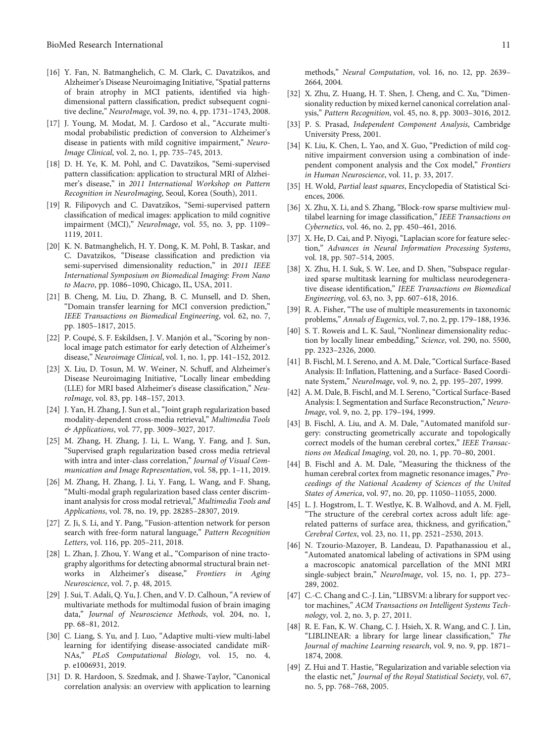[16] Y. Fan, N. Batmanghelich, C. M. Clark, C. Davatzikos, and Alzheimer's Disease Neuroimaging Initiative, "Spatial patterns of brain atrophy in MCI patients, identified via high-dimensional pattern classification, predict subsequent cognitive decline," *NeuroImage*, vol. 39, no. 4, pp. 1731–1743, 2008.

[17] J. Young, M. Modat, M. J. Cardoso et al., "Accurate multimodal probabilistic prediction of conversion to Alzheimer's disease in patients with mild cognitive impairment," *Neuro-Image Clinical*, vol. 2, no. 1, pp. 735–745, 2013.

[18] D. H. Ye, K. M. Pohl, and C. Davatzikos, "Semi-supervised pattern classification: application to structural MRI of Alzheimer's disease," in *2011 International Workshop on Pattern Recognition in NeuroImaging*, Seoul, Korea (South), 2011.

[19] R. Filipovych and C. Davatzikos, "Semi-supervised pattern classification of medical images: application to mild cognitive impairment (MCI)," *NeuroImage*, vol. 55, no. 3, pp. 1109–1119, 2011.

[20] K. N. Batmanghelich, H. Y. Dong, K. M. Pohl, B. Taskar, and C. Davatzikos, "Disease classification and prediction via semi-supervised dimensionality reduction," in *2011 IEEE International Symposium on Biomedical Imaging: From Nano to Macro*, pp. 1086–1090, Chicago, IL, USA, 2011.

[21] B. Cheng, M. Liu, D. Zhang, B. C. Munsell, and D. Shen, "Domain transfer learning for MCI conversion prediction," *IEEE Transactions on Biomedical Engineering*, vol. 62, no. 7, pp. 1805–1817, 2015.

[22] P. Coupé, S. F. Eskildsen, J. V. Manjón et al., "Scoring by nonlocal image patch estimator for early detection of Alzheimer's disease," *Neuroimage Clinical*, vol. 1, no. 1, pp. 141–152, 2012.

[23] X. Liu, D. Tosun, M. W. Weiner, N. Schuff, and Alzheimer's Disease Neuroimaging Initiative, "Locally linear embedding (LLE) for MRI based Alzheimer's disease classification," *NeuroImage*, vol. 83, pp. 148–157, 2013.

[24] J. Yan, H. Zhang, J. Sun et al., "Joint graph regularization based modality-dependent cross-media retrieval," *Multimedia Tools & Applications*, vol. 77, pp. 3009–3027, 2017.

[25] M. Zhang, H. Zhang, J. Li, L. Wang, Y. Fang, and J. Sun, "Supervised graph regularization based cross media retrieval with intra and inter-class correlation," *Journal of Visual Communication and Image Representation*, vol. 58, pp. 1–11, 2019.

[26] M. Zhang, H. Zhang, J. Li, Y. Fang, L. Wang, and F. Shang, "Multi-modal graph regularization based class center discriminant analysis for cross modal retrieval," *Multimedia Tools and Applications*, vol. 78, no. 19, pp. 28285–28307, 2019.

[27] Z. Ji, S. Li, and Y. Pang, "Fusion-attention network for person search with free-form natural language," *Pattern Recognition Letters*, vol. 116, pp. 205–211, 2018.

[28] L. Zhan, J. Zhou, Y. Wang et al., "Comparison of nine tractography algorithms for detecting abnormal structural brain networks in Alzheimer's disease," *Frontiers in Aging Neuroscience*, vol. 7, p. 48, 2015.

[29] J. Sui, T. Adali, Q. Yu, J. Chen, and V. D. Calhoun, "A review of multivariate methods for multimodal fusion of brain imaging data," *Journal of Neuroscience Methods*, vol. 204, no. 1, pp. 68–81, 2012.

[30] C. Liang, S. Yu, and J. Luo, "Adaptive multi-view multi-label learning for identifying disease-associated candidate miRNAs," *PLoS Computational Biology*, vol. 15, no. 4, p. e1006931, 2019.

[31] D. R. Hardoon, S. Szedmak, and J. Shawe-Taylor, "Canonical correlation analysis: an overview with application to learning methods," *Neural Computation*, vol. 16, no. 12, pp. 2639–2664, 2004.

[32] X. Zhu, Z. Huang, H. T. Shen, J. Cheng, and C. Xu, "Dimensionality reduction by mixed kernel canonical correlation analysis," *Pattern Recognition*, vol. 45, no. 8, pp. 3003–3016, 2012.

[33] P. S. Prasad, *Independent Component Analysis*, Cambridge University Press, 2001.

[34] K. Liu, K. Chen, L. Yao, and X. Guo, "Prediction of mild cognitive impairment conversion using a combination of independent component analysis and the Cox model," *Frontiers in Human Neuroscience*, vol. 11, p. 33, 2017.

[35] H. Wold, *Partial least squares*, Encyclopedia of Statistical Sciences, 2006.

[36] X. Zhu, X. Li, and S. Zhang, "Block-row sparse multiview multilabel learning for image classification," *IEEE Transactions on Cybernetics*, vol. 46, no. 2, pp. 450–461, 2016.

[37] X. He, D. Cai, and P. Niyogi, "Laplacian score for feature selection," *Advances in Neural Information Processing Systems*, vol. 18, pp. 507–514, 2005.

[38] X. Zhu, H. I. Suk, S. W. Lee, and D. Shen, "Subspace regularized sparse multitask learning for multiclass neurodegenerative disease identification," *IEEE Transactions on Biomedical Engineering*, vol. 63, no. 3, pp. 607–618, 2016.

[39] R. A. Fisher, "The use of multiple measurements in taxonomic problems," *Annals of Eugenics*, vol. 7, no. 2, pp. 179–188, 1936.

[40] S. T. Roweis and L. K. Saul, "Nonlinear dimensionality reduction by locally linear embedding," *Science*, vol. 290, no. 5500, pp. 2323–2326, 2000.

[41] B. Fischl, M. I. Sereno, and A. M. Dale, "Cortical Surface-Based Analysis: II: Inflation, Flattening, and a Surface- Based Coordinate System," *NeuroImage*, vol. 9, no. 2, pp. 195–207, 1999.

[42] A. M. Dale, B. Fischl, and M. I. Sereno, "Cortical Surface-Based Analysis: I. Segmentation and Surface Reconstruction," *NeuroImage*, vol. 9, no. 2, pp. 179–194, 1999.

[43] B. Fischl, A. Liu, and A. M. Dale, "Automated manifold surgery: constructing geometrically accurate and topologically correct models of the human cerebral cortex," *IEEE Transactions on Medical Imaging*, vol. 20, no. 1, pp. 70–80, 2001.

[44] B. Fischl and A. M. Dale, "Measuring the thickness of the human cerebral cortex from magnetic resonance images," *Proceedings of the National Academy of Sciences of the United States of America*, vol. 97, no. 20, pp. 11050–11055, 2000.

[45] L. J. Hogstrom, L. T. Westlye, K. B. Walhovd, and A. M. Fjell, "The structure of the cerebral cortex across adult life: age-related patterns of surface area, thickness, and gyrification," *Cerebral Cortex*, vol. 23, no. 11, pp. 2521–2530, 2013.

[46] N. Tzourio-Mazoyer, B. Landeau, D. Papathanassiou et al., "Automated anatomical labeling of activations in SPM using a macroscopic anatomical parcellation of the MNI MRI single-subject brain," *NeuroImage*, vol. 15, no. 1, pp. 273–289, 2002.

[47] C.-C. Chang and C.-J. Lin, "LIBSVM: a library for support vector machines," *ACM Transactions on Intelligent Systems Technology*, vol. 2, no. 3, p. 27, 2011.

[48] R. E. Fan, K. W. Chang, C. J. Hsieh, X. R. Wang, and C. J. Lin, "LIBLINEAR: a library for large linear classification," *The Journal of machine Learning research*, vol. 9, no. 9, pp. 1871–1874, 2008.

[49] Z. Hui and T. Hastie, "Regularization and variable selection via the elastic net," *Journal of the Royal Statistical Society*, vol. 67, no. 5, pp. 768–768, 2005.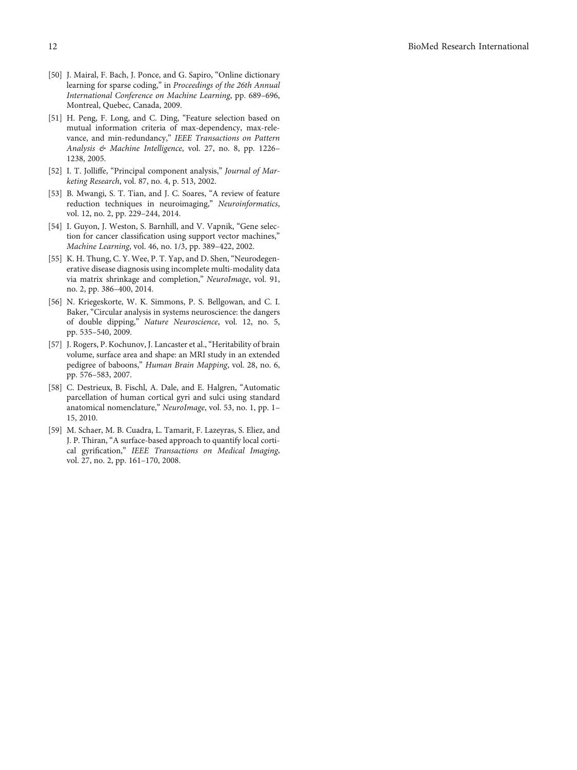[50] J. Mairal, F. Bach, J. Ponce, and G. Sapiro, "Online dictionary learning for sparse coding," in *Proceedings of the 26th Annual International Conference on Machine Learning*, pp. 689–696, Montreal, Quebec, Canada, 2009.

[51] H. Peng, F. Long, and C. Ding, "Feature selection based on mutual information criteria of max-dependency, max-relevance, and min-redundancy," *IEEE Transactions on Pattern Analysis & Machine Intelligence*, vol. 27, no. 8, pp. 1226–1238, 2005.

[52] I. T. Jolliffe, "Principal component analysis," *Journal of Marketing Research*, vol. 87, no. 4, p. 513, 2002.

[53] B. Mwangi, S. T. Tian, and J. C. Soares, "A review of feature reduction techniques in neuroimaging," *Neuroinformatics*, vol. 12, no. 2, pp. 229–244, 2014.

[54] I. Guyon, J. Weston, S. Barnhill, and V. Vapnik, "Gene selection for cancer classification using support vector machines," *Machine Learning*, vol. 46, no. 1/3, pp. 389–422, 2002.

[55] K. H. Thung, C. Y. Wee, P. T. Yap, and D. Shen, "Neurodegenerative disease diagnosis using incomplete multi-modality data via matrix shrinkage and completion," *NeuroImage*, vol. 91, no. 2, pp. 386–400, 2014.

[56] N. Kriegeskorte, W. K. Simmons, P. S. Bellgowan, and C. I. Baker, "Circular analysis in systems neuroscience: the dangers of double dipping," *Nature Neuroscience*, vol. 12, no. 5, pp. 535–540, 2009.

[57] J. Rogers, P. Kochunov, J. Lancaster et al., "Heritability of brain volume, surface area and shape: an MRI study in an extended pedigree of baboons," *Human Brain Mapping*, vol. 28, no. 6, pp. 576–583, 2007.

[58] C. Destrieux, B. Fischl, A. Dale, and E. Halgren, "Automatic parcellation of human cortical gyri and sulci using standard anatomical nomenclature," *NeuroImage*, vol. 53, no. 1, pp. 1–15, 2010.

[59] M. Schaer, M. B. Cuadra, L. Tamarit, F. Lazeyras, S. Eliez, and J. P. Thiran, "A surface-based approach to quantify local cortical gyrification," *IEEE Transactions on Medical Imaging*, vol. 27, no. 2, pp. 161–170, 2008.